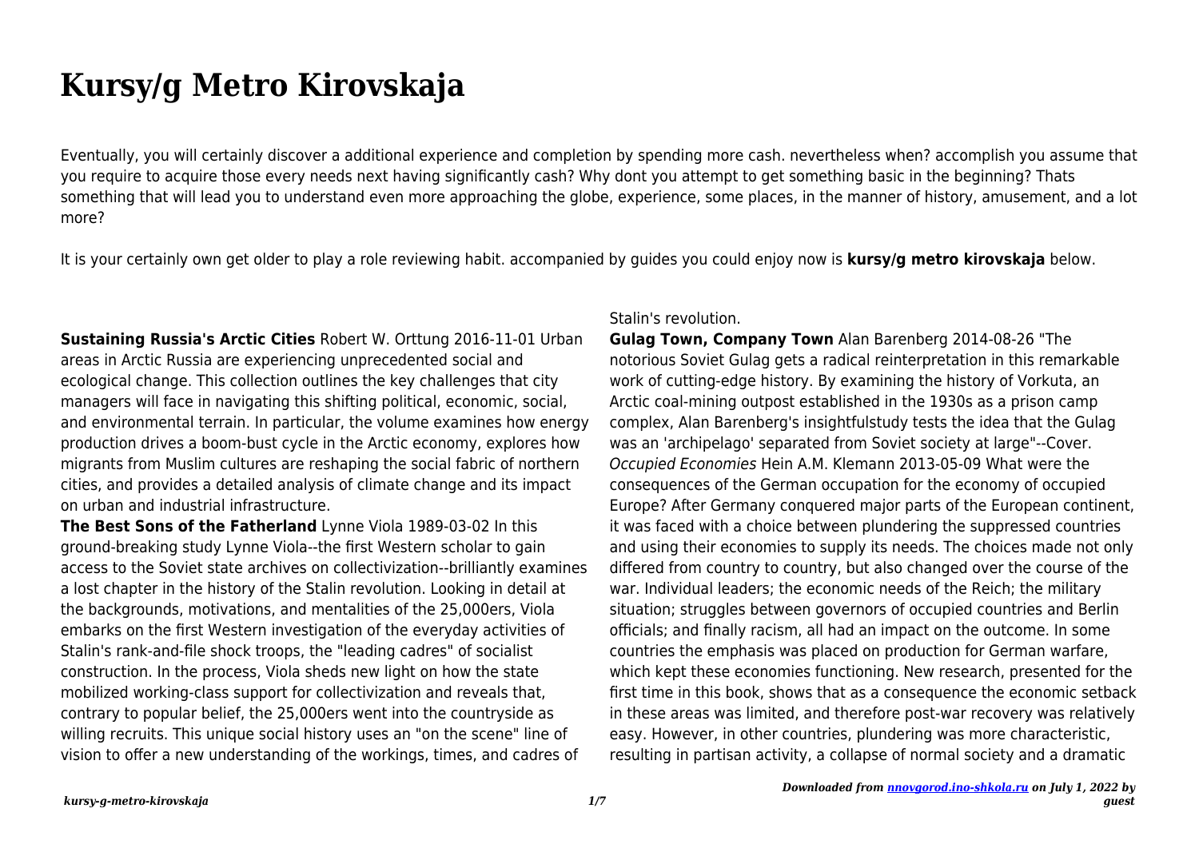# Kursy/g Metro Kirovskaja

Eventually, you will certainly discover a additional experience and completion by spending more cash. nevertheless when? accomplish you assume that you require to acquire those every needs next having significantly cash? Why dont you attempt to get something basic in the beginning? Thats something that will lead you to understand even more approaching the globe, experience, some places, in the manner of history, amusement, and a lot more?

It is your certainly own get older to play a role reviewing habit. accompanied by guides you could enjoy now is **kursy/g metro kirovskaja** below.

**Sustaining Russia's Arctic Cities** Robert W. Orttung 2016-11-01 Urban areas in Arctic Russia are experiencing unprecedented social and ecological change. This collection outlines the key challenges that city managers will face in navigating this shifting political, economic, social, and environmental terrain. In particular, the volume examines how energy production drives a boom-bust cycle in the Arctic economy, explores how migrants from Muslim cultures are reshaping the social fabric of northern cities, and provides a detailed analysis of climate change and its impact on urban and industrial infrastructure.

**The Best Sons of the Fatherland** Lynne Viola 1989-03-02 In this ground-breaking study Lynne Viola--the first Western scholar to gain access to the Soviet state archives on collectivization--brilliantly examines a lost chapter in the history of the Stalin revolution. Looking in detail at the backgrounds, motivations, and mentalities of the 25,000ers, Viola embarks on the first Western investigation of the everyday activities of Stalin's rank-and-file shock troops, the "leading cadres" of socialist construction. In the process, Viola sheds new light on how the state mobilized working-class support for collectivization and reveals that, contrary to popular belief, the 25,000ers went into the countryside as willing recruits. This unique social history uses an "on the scene" line of vision to offer a new understanding of the workings, times, and cadres of Stalin's revolution.

**Gulag Town, Company Town** Alan Barenberg 2014-08-26 "The notorious Soviet Gulag gets a radical reinterpretation in this remarkable work of cutting-edge history. By examining the history of Vorkuta, an Arctic coal-mining outpost established in the 1930s as a prison camp complex, Alan Barenberg's insightfulstudy tests the idea that the Gulag was an 'archipelago' separated from Soviet society at large"--Cover.

*Occupied Economies* Hein A.M. Klemann 2013-05-09 What were the consequences of the German occupation for the economy of occupied Europe? After Germany conquered major parts of the European continent, it was faced with a choice between plundering the suppressed countries and using their economies to supply its needs. The choices made not only differed from country to country, but also changed over the course of the war. Individual leaders; the economic needs of the Reich; the military situation; struggles between governors of occupied countries and Berlin officials; and finally racism, all had an impact on the outcome. In some countries the emphasis was placed on production for German warfare, which kept these economies functioning. New research, presented for the first time in this book, shows that as a consequence the economic setback in these areas was limited, and therefore post-war recovery was relatively easy. However, in other countries, plundering was more characteristic, resulting in partisan activity, a collapse of normal society and a dramatic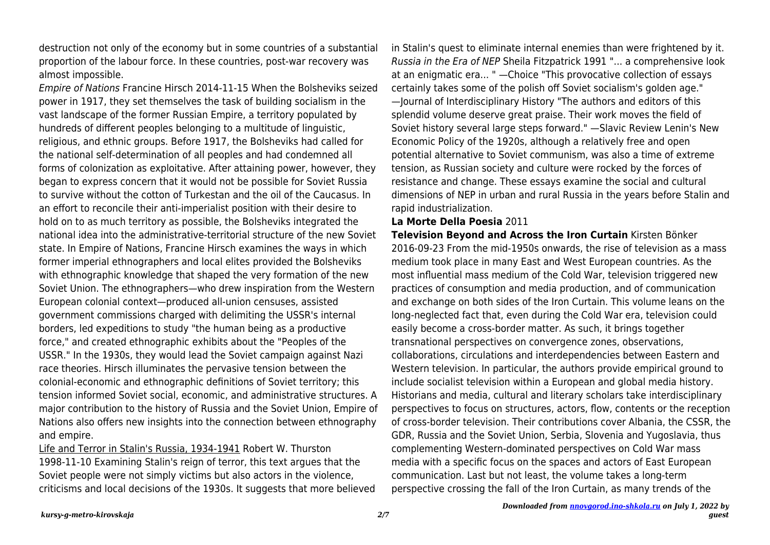destruction not only of the economy but in some countries of a substantial proportion of the labour force. In these countries, post-war recovery was almost impossible.

*Empire of Nations* Francine Hirsch 2014-11-15 When the Bolsheviks seized power in 1917, they set themselves the task of building socialism in the vast landscape of the former Russian Empire, a territory populated by hundreds of different peoples belonging to a multitude of linguistic, religious, and ethnic groups. Before 1917, the Bolsheviks had called for the national self-determination of all peoples and had condemned all forms of colonization as exploitative. After attaining power, however, they began to express concern that it would not be possible for Soviet Russia to survive without the cotton of Turkestan and the oil of the Caucasus. In an effort to reconcile their anti-imperialist position with their desire to hold on to as much territory as possible, the Bolsheviks integrated the national idea into the administrative-territorial structure of the new Soviet state. In Empire of Nations, Francine Hirsch examines the ways in which former imperial ethnographers and local elites provided the Bolsheviks with ethnographic knowledge that shaped the very formation of the new Soviet Union. The ethnographers—who drew inspiration from the Western European colonial context—produced all-union censuses, assisted government commissions charged with delimiting the USSR's internal borders, led expeditions to study "the human being as a productive force," and created ethnographic exhibits about the "Peoples of the USSR." In the 1930s, they would lead the Soviet campaign against Nazi race theories. Hirsch illuminates the pervasive tension between the colonial-economic and ethnographic definitions of Soviet territory; this tension informed Soviet social, economic, and administrative structures. A major contribution to the history of Russia and the Soviet Union, Empire of Nations also offers new insights into the connection between ethnography and empire.

Life and Terror in Stalin's Russia, 1934-1941 Robert W. Thurston 1998-11-10 Examining Stalin's reign of terror, this text argues that the Soviet people were not simply victims but also actors in the violence, criticisms and local decisions of the 1930s. It suggests that more believed in Stalin's quest to eliminate internal enemies than were frightened by it.

*Russia in the Era of NEP* Sheila Fitzpatrick 1991 "... a comprehensive look at an enigmatic era... " —Choice "This provocative collection of essays certainly takes some of the polish off Soviet socialism's golden age." —Journal of Interdisciplinary History "The authors and editors of this splendid volume deserve great praise. Their work moves the field of Soviet history several large steps forward." —Slavic Review Lenin's New Economic Policy of the 1920s, although a relatively free and open potential alternative to Soviet communism, was also a time of extreme tension, as Russian society and culture were rocked by the forces of resistance and change. These essays examine the social and cultural dimensions of NEP in urban and rural Russia in the years before Stalin and rapid industrialization.

**La Morte Della Poesia** 2011

**Television Beyond and Across the Iron Curtain** Kirsten Bönker 2016-09-23 From the mid-1950s onwards, the rise of television as a mass medium took place in many East and West European countries. As the most influential mass medium of the Cold War, television triggered new practices of consumption and media production, and of communication and exchange on both sides of the Iron Curtain. This volume leans on the long-neglected fact that, even during the Cold War era, television could easily become a cross-border matter. As such, it brings together transnational perspectives on convergence zones, observations, collaborations, circulations and interdependencies between Eastern and Western television. In particular, the authors provide empirical ground to include socialist television within a European and global media history. Historians and media, cultural and literary scholars take interdisciplinary perspectives to focus on structures, actors, flow, contents or the reception of cross-border television. Their contributions cover Albania, the CSSR, the GDR, Russia and the Soviet Union, Serbia, Slovenia and Yugoslavia, thus complementing Western-dominated perspectives on Cold War mass media with a specific focus on the spaces and actors of East European communication. Last but not least, the volume takes a long-term perspective crossing the fall of the Iron Curtain, as many trends of the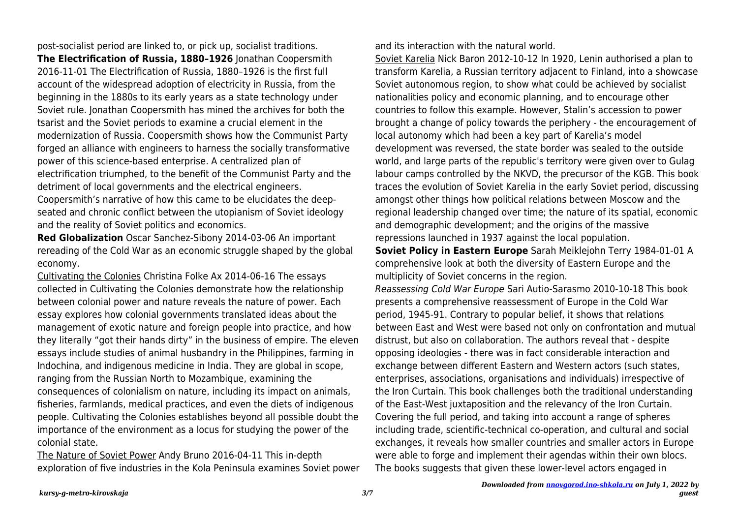post-socialist period are linked to, or pick up, socialist traditions.

**The Electrification of Russia, 1880–1926** Jonathan Coopersmith 2016-11-01 The Electrification of Russia, 1880–1926 is the first full account of the widespread adoption of electricity in Russia, from the beginning in the 1880s to its early years as a state technology under Soviet rule. Jonathan Coopersmith has mined the archives for both the tsarist and the Soviet periods to examine a crucial element in the modernization of Russia. Coopersmith shows how the Communist Party forged an alliance with engineers to harness the socially transformative power of this science-based enterprise. A centralized plan of electrification triumphed, to the benefit of the Communist Party and the detriment of local governments and the electrical engineers. Coopersmith's narrative of how this came to be elucidates the deep-seated and chronic conflict between the utopianism of Soviet ideology and the reality of Soviet politics and economics.

**Red Globalization** Oscar Sanchez-Sibony 2014-03-06 An important rereading of the Cold War as an economic struggle shaped by the global economy.

Cultivating the Colonies Christina Folke Ax 2014-06-16 The essays collected in Cultivating the Colonies demonstrate how the relationship between colonial power and nature reveals the nature of power. Each essay explores how colonial governments translated ideas about the management of exotic nature and foreign people into practice, and how they literally "got their hands dirty" in the business of empire. The eleven essays include studies of animal husbandry in the Philippines, farming in Indochina, and indigenous medicine in India. They are global in scope, ranging from the Russian North to Mozambique, examining the consequences of colonialism on nature, including its impact on animals, fisheries, farmlands, medical practices, and even the diets of indigenous people. Cultivating the Colonies establishes beyond all possible doubt the importance of the environment as a locus for studying the power of the colonial state.

The Nature of Soviet Power Andy Bruno 2016-04-11 This in-depth exploration of five industries in the Kola Peninsula examines Soviet power and its interaction with the natural world.

Soviet Karelia Nick Baron 2012-10-12 In 1920, Lenin authorised a plan to transform Karelia, a Russian territory adjacent to Finland, into a showcase Soviet autonomous region, to show what could be achieved by socialist nationalities policy and economic planning, and to encourage other countries to follow this example. However, Stalin's accession to power brought a change of policy towards the periphery - the encouragement of local autonomy which had been a key part of Karelia's model development was reversed, the state border was sealed to the outside world, and large parts of the republic's territory were given over to Gulag labour camps controlled by the NKVD, the precursor of the KGB. This book traces the evolution of Soviet Karelia in the early Soviet period, discussing amongst other things how political relations between Moscow and the regional leadership changed over time; the nature of its spatial, economic and demographic development; and the origins of the massive repressions launched in 1937 against the local population.

**Soviet Policy in Eastern Europe** Sarah Meiklejohn Terry 1984-01-01 A comprehensive look at both the diversity of Eastern Europe and the multiplicity of Soviet concerns in the region.

*Reassessing Cold War Europe* Sari Autio-Sarasmo 2010-10-18 This book presents a comprehensive reassessment of Europe in the Cold War period, 1945-91. Contrary to popular belief, it shows that relations between East and West were based not only on confrontation and mutual distrust, but also on collaboration. The authors reveal that - despite opposing ideologies - there was in fact considerable interaction and exchange between different Eastern and Western actors (such states, enterprises, associations, organisations and individuals) irrespective of the Iron Curtain. This book challenges both the traditional understanding of the East-West juxtaposition and the relevancy of the Iron Curtain. Covering the full period, and taking into account a range of spheres including trade, scientific-technical co-operation, and cultural and social exchanges, it reveals how smaller countries and smaller actors in Europe were able to forge and implement their agendas within their own blocs. The books suggests that given these lower-level actors engaged in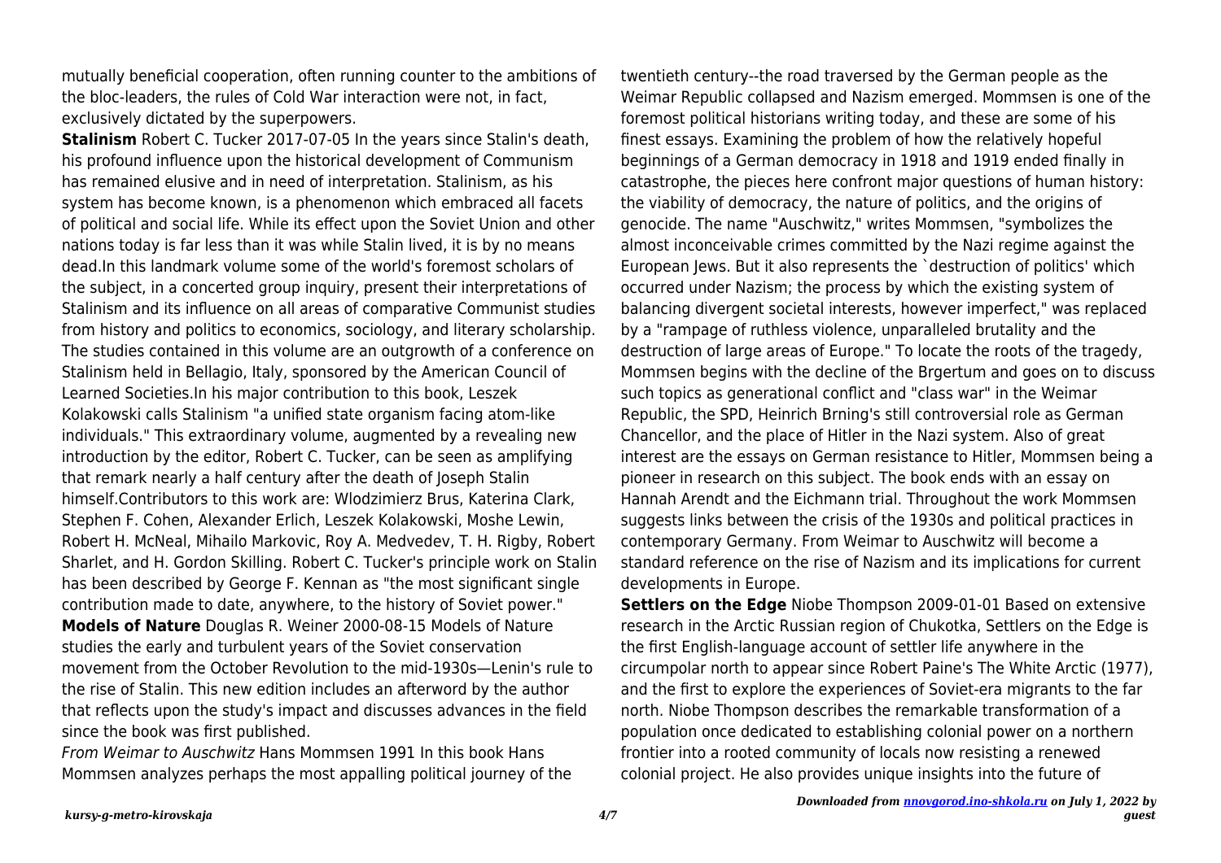mutually beneficial cooperation, often running counter to the ambitions of the bloc-leaders, the rules of Cold War interaction were not, in fact, exclusively dictated by the superpowers.

**Stalinism** Robert C. Tucker 2017-07-05 In the years since Stalin's death, his profound influence upon the historical development of Communism has remained elusive and in need of interpretation. Stalinism, as his system has become known, is a phenomenon which embraced all facets of political and social life. While its effect upon the Soviet Union and other nations today is far less than it was while Stalin lived, it is by no means dead.In this landmark volume some of the world's foremost scholars of the subject, in a concerted group inquiry, present their interpretations of Stalinism and its influence on all areas of comparative Communist studies from history and politics to economics, sociology, and literary scholarship. The studies contained in this volume are an outgrowth of a conference on Stalinism held in Bellagio, Italy, sponsored by the American Council of Learned Societies.In his major contribution to this book, Leszek Kolakowski calls Stalinism "a unified state organism facing atom-like individuals." This extraordinary volume, augmented by a revealing new introduction by the editor, Robert C. Tucker, can be seen as amplifying that remark nearly a half century after the death of Joseph Stalin himself.Contributors to this work are: Wlodzimierz Brus, Katerina Clark, Stephen F. Cohen, Alexander Erlich, Leszek Kolakowski, Moshe Lewin, Robert H. McNeal, Mihailo Markovic, Roy A. Medvedev, T. H. Rigby, Robert Sharlet, and H. Gordon Skilling. Robert C. Tucker's principle work on Stalin has been described by George F. Kennan as "the most significant single contribution made to date, anywhere, to the history of Soviet power."

**Models of Nature** Douglas R. Weiner 2000-08-15 Models of Nature studies the early and turbulent years of the Soviet conservation movement from the October Revolution to the mid-1930s—Lenin's rule to the rise of Stalin. This new edition includes an afterword by the author that reflects upon the study's impact and discusses advances in the field since the book was first published.

*From Weimar to Auschwitz* Hans Mommsen 1991 In this book Hans Mommsen analyzes perhaps the most appalling political journey of the twentieth century--the road traversed by the German people as the Weimar Republic collapsed and Nazism emerged. Mommsen is one of the foremost political historians writing today, and these are some of his finest essays. Examining the problem of how the relatively hopeful beginnings of a German democracy in 1918 and 1919 ended finally in catastrophe, the pieces here confront major questions of human history: the viability of democracy, the nature of politics, and the origins of genocide. The name "Auschwitz," writes Mommsen, "symbolizes the almost inconceivable crimes committed by the Nazi regime against the European Jews. But it also represents the `destruction of politics' which occurred under Nazism; the process by which the existing system of balancing divergent societal interests, however imperfect," was replaced by a "rampage of ruthless violence, unparalleled brutality and the destruction of large areas of Europe." To locate the roots of the tragedy, Mommsen begins with the decline of the Brgertum and goes on to discuss such topics as generational conflict and "class war" in the Weimar Republic, the SPD, Heinrich Brning's still controversial role as German Chancellor, and the place of Hitler in the Nazi system. Also of great interest are the essays on German resistance to Hitler, Mommsen being a pioneer in research on this subject. The book ends with an essay on Hannah Arendt and the Eichmann trial. Throughout the work Mommsen suggests links between the crisis of the 1930s and political practices in contemporary Germany. From Weimar to Auschwitz will become a standard reference on the rise of Nazism and its implications for current developments in Europe.

**Settlers on the Edge** Niobe Thompson 2009-01-01 Based on extensive research in the Arctic Russian region of Chukotka, Settlers on the Edge is the first English-language account of settler life anywhere in the circumpolar north to appear since Robert Paine's The White Arctic (1977), and the first to explore the experiences of Soviet-era migrants to the far north. Niobe Thompson describes the remarkable transformation of a population once dedicated to establishing colonial power on a northern frontier into a rooted community of locals now resisting a renewed colonial project. He also provides unique insights into the future of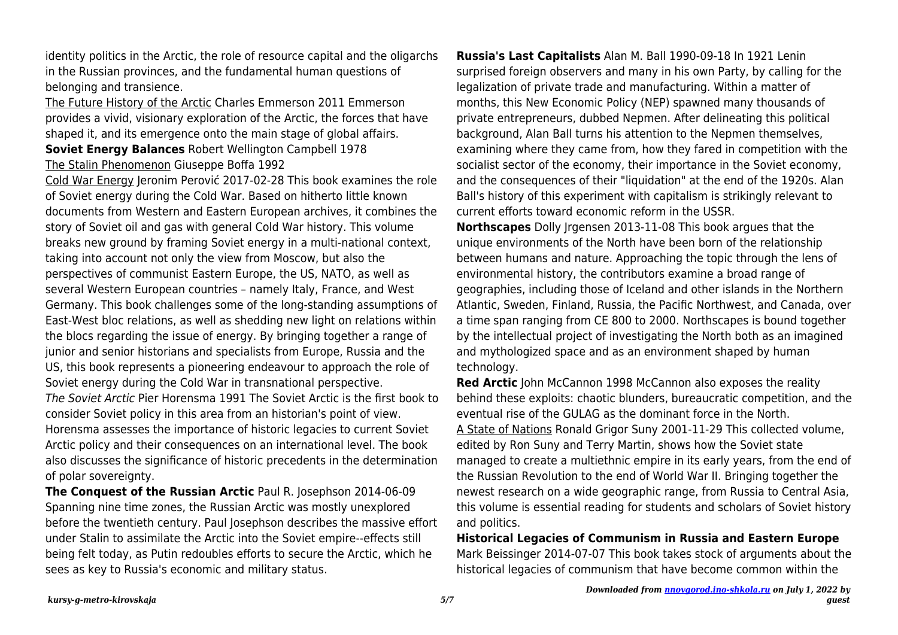identity politics in the Arctic, the role of resource capital and the oligarchs in the Russian provinces, and the fundamental human questions of belonging and transience.

The Future History of the Arctic Charles Emmerson 2011 Emmerson provides a vivid, visionary exploration of the Arctic, the forces that have shaped it, and its emergence onto the main stage of global affairs.

**Soviet Energy Balances** Robert Wellington Campbell 1978

The Stalin Phenomenon Giuseppe Boffa 1992

Cold War Energy Jeronim Perović 2017-02-28 This book examines the role of Soviet energy during the Cold War. Based on hitherto little known documents from Western and Eastern European archives, it combines the story of Soviet oil and gas with general Cold War history. This volume breaks new ground by framing Soviet energy in a multi-national context, taking into account not only the view from Moscow, but also the perspectives of communist Eastern Europe, the US, NATO, as well as several Western European countries – namely Italy, France, and West Germany. This book challenges some of the long-standing assumptions of East-West bloc relations, as well as shedding new light on relations within the blocs regarding the issue of energy. By bringing together a range of junior and senior historians and specialists from Europe, Russia and the US, this book represents a pioneering endeavour to approach the role of Soviet energy during the Cold War in transnational perspective.

*The Soviet Arctic* Pier Horensma 1991 The Soviet Arctic is the first book to consider Soviet policy in this area from an historian's point of view. Horensma assesses the importance of historic legacies to current Soviet Arctic policy and their consequences on an international level. The book also discusses the significance of historic precedents in the determination of polar sovereignty.

**The Conquest of the Russian Arctic** Paul R. Josephson 2014-06-09 Spanning nine time zones, the Russian Arctic was mostly unexplored before the twentieth century. Paul Josephson describes the massive effort under Stalin to assimilate the Arctic into the Soviet empire--effects still being felt today, as Putin redoubles efforts to secure the Arctic, which he sees as key to Russia's economic and military status.

**Russia's Last Capitalists** Alan M. Ball 1990-09-18 In 1921 Lenin surprised foreign observers and many in his own Party, by calling for the legalization of private trade and manufacturing. Within a matter of months, this New Economic Policy (NEP) spawned many thousands of private entrepreneurs, dubbed Nepmen. After delineating this political background, Alan Ball turns his attention to the Nepmen themselves, examining where they came from, how they fared in competition with the socialist sector of the economy, their importance in the Soviet economy, and the consequences of their "liquidation" at the end of the 1920s. Alan Ball's history of this experiment with capitalism is strikingly relevant to current efforts toward economic reform in the USSR.

**Northscapes** Dolly Jrgensen 2013-11-08 This book argues that the unique environments of the North have been born of the relationship between humans and nature. Approaching the topic through the lens of environmental history, the contributors examine a broad range of geographies, including those of Iceland and other islands in the Northern Atlantic, Sweden, Finland, Russia, the Pacific Northwest, and Canada, over a time span ranging from CE 800 to 2000. Northscapes is bound together by the intellectual project of investigating the North both as an imagined and mythologized space and as an environment shaped by human technology.

**Red Arctic** John McCannon 1998 McCannon also exposes the reality behind these exploits: chaotic blunders, bureaucratic competition, and the eventual rise of the GULAG as the dominant force in the North.

A State of Nations Ronald Grigor Suny 2001-11-29 This collected volume, edited by Ron Suny and Terry Martin, shows how the Soviet state managed to create a multiethnic empire in its early years, from the end of the Russian Revolution to the end of World War II. Bringing together the newest research on a wide geographic range, from Russia to Central Asia, this volume is essential reading for students and scholars of Soviet history and politics.

**Historical Legacies of Communism in Russia and Eastern Europe** Mark Beissinger 2014-07-07 This book takes stock of arguments about the historical legacies of communism that have become common within the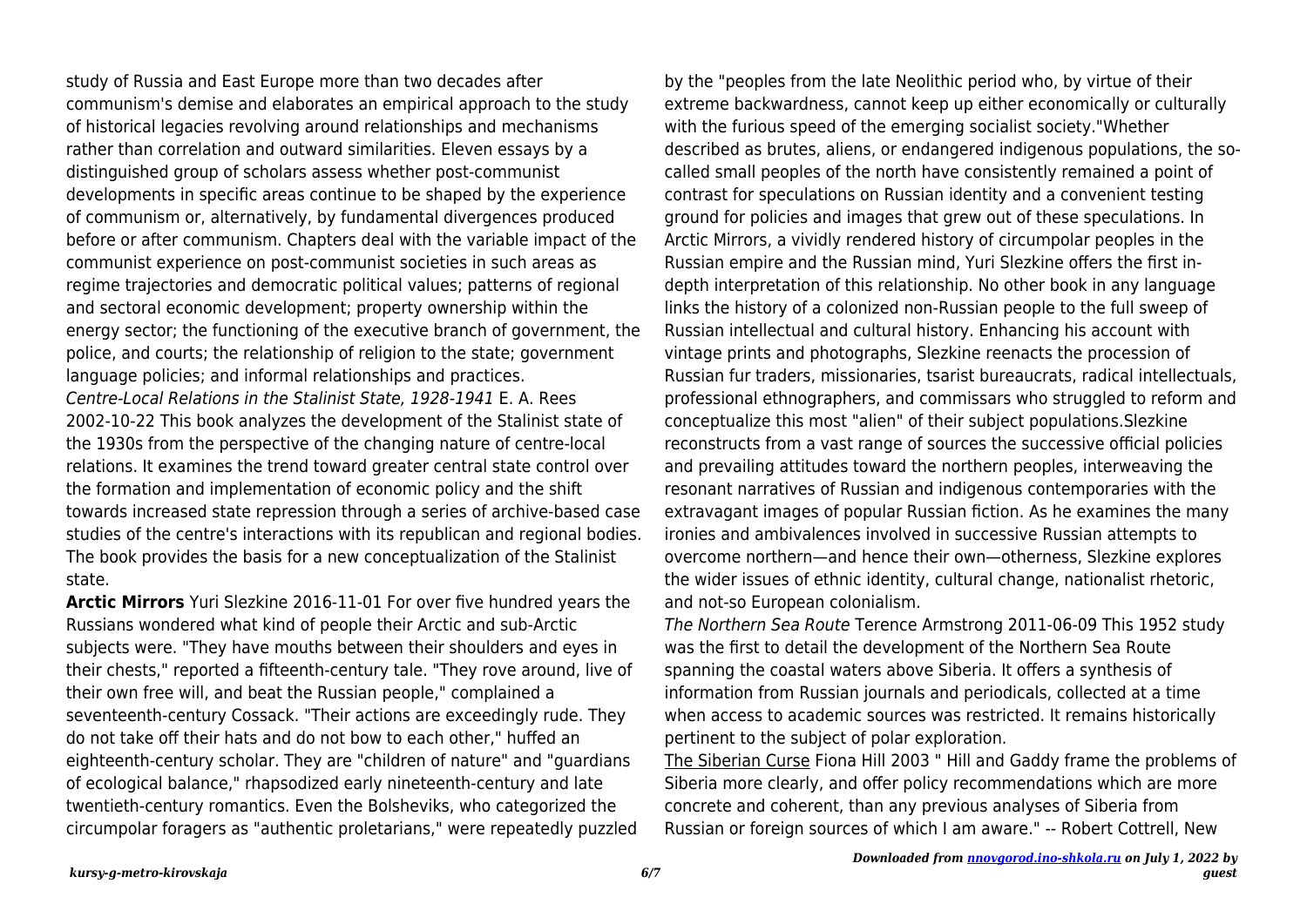study of Russia and East Europe more than two decades after communism's demise and elaborates an empirical approach to the study of historical legacies revolving around relationships and mechanisms rather than correlation and outward similarities. Eleven essays by a distinguished group of scholars assess whether post-communist developments in specific areas continue to be shaped by the experience of communism or, alternatively, by fundamental divergences produced before or after communism. Chapters deal with the variable impact of the communist experience on post-communist societies in such areas as regime trajectories and democratic political values; patterns of regional and sectoral economic development; property ownership within the energy sector; the functioning of the executive branch of government, the police, and courts; the relationship of religion to the state; government language policies; and informal relationships and practices.

*Centre-Local Relations in the Stalinist State, 1928-1941* E. A. Rees 2002-10-22 This book analyzes the development of the Stalinist state of the 1930s from the perspective of the changing nature of centre-local relations. It examines the trend toward greater central state control over the formation and implementation of economic policy and the shift towards increased state repression through a series of archive-based case studies of the centre's interactions with its republican and regional bodies. The book provides the basis for a new conceptualization of the Stalinist state.

**Arctic Mirrors** Yuri Slezkine 2016-11-01 For over five hundred years the Russians wondered what kind of people their Arctic and sub-Arctic subjects were. "They have mouths between their shoulders and eyes in their chests," reported a fifteenth-century tale. "They rove around, live of their own free will, and beat the Russian people," complained a seventeenth-century Cossack. "Their actions are exceedingly rude. They do not take off their hats and do not bow to each other," huffed an eighteenth-century scholar. They are "children of nature" and "guardians of ecological balance," rhapsodized early nineteenth-century and late twentieth-century romantics. Even the Bolsheviks, who categorized the circumpolar foragers as "authentic proletarians," were repeatedly puzzled by the "peoples from the late Neolithic period who, by virtue of their extreme backwardness, cannot keep up either economically or culturally with the furious speed of the emerging socialist society."Whether described as brutes, aliens, or endangered indigenous populations, the so-called small peoples of the north have consistently remained a point of contrast for speculations on Russian identity and a convenient testing ground for policies and images that grew out of these speculations. In Arctic Mirrors, a vividly rendered history of circumpolar peoples in the Russian empire and the Russian mind, Yuri Slezkine offers the first in-depth interpretation of this relationship. No other book in any language links the history of a colonized non-Russian people to the full sweep of Russian intellectual and cultural history. Enhancing his account with vintage prints and photographs, Slezkine reenacts the procession of Russian fur traders, missionaries, tsarist bureaucrats, radical intellectuals, professional ethnographers, and commissars who struggled to reform and conceptualize this most "alien" of their subject populations.Slezkine reconstructs from a vast range of sources the successive official policies and prevailing attitudes toward the northern peoples, interweaving the resonant narratives of Russian and indigenous contemporaries with the extravagant images of popular Russian fiction. As he examines the many ironies and ambivalences involved in successive Russian attempts to overcome northern—and hence their own—otherness, Slezkine explores the wider issues of ethnic identity, cultural change, nationalist rhetoric, and not-so European colonialism.

*The Northern Sea Route* Terence Armstrong 2011-06-09 This 1952 study was the first to detail the development of the Northern Sea Route spanning the coastal waters above Siberia. It offers a synthesis of information from Russian journals and periodicals, collected at a time when access to academic sources was restricted. It remains historically pertinent to the subject of polar exploration.

The Siberian Curse Fiona Hill 2003 " Hill and Gaddy frame the problems of Siberia more clearly, and offer policy recommendations which are more concrete and coherent, than any previous analyses of Siberia from Russian or foreign sources of which I am aware." -- Robert Cottrell, New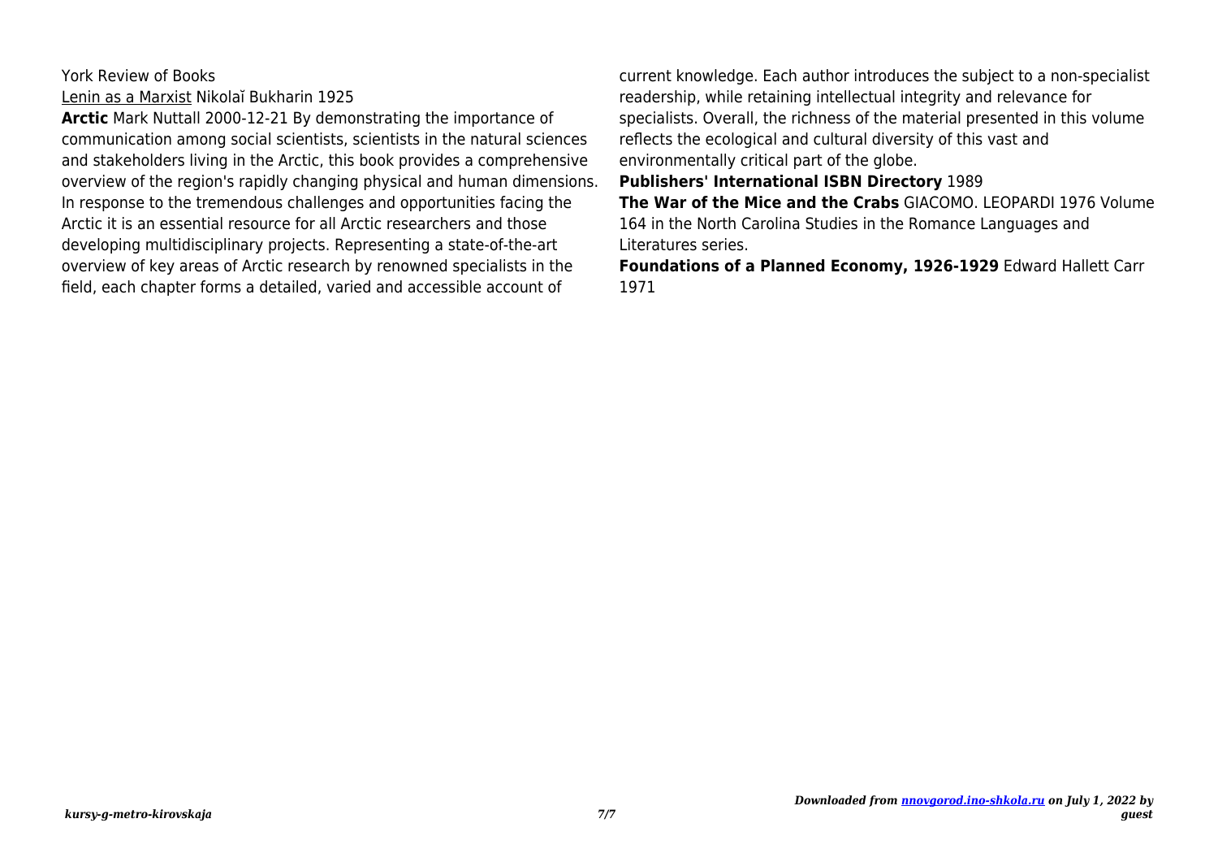York Review of Books

Lenin as a Marxist Nikolaĭ Bukharin 1925

**Arctic** Mark Nuttall 2000-12-21 By demonstrating the importance of communication among social scientists, scientists in the natural sciences and stakeholders living in the Arctic, this book provides a comprehensive overview of the region's rapidly changing physical and human dimensions. In response to the tremendous challenges and opportunities facing the Arctic it is an essential resource for all Arctic researchers and those developing multidisciplinary projects. Representing a state-of-the-art overview of key areas of Arctic research by renowned specialists in the field, each chapter forms a detailed, varied and accessible account of current knowledge. Each author introduces the subject to a non-specialist readership, while retaining intellectual integrity and relevance for specialists. Overall, the richness of the material presented in this volume reflects the ecological and cultural diversity of this vast and environmentally critical part of the globe.

**Publishers' International ISBN Directory** 1989

**The War of the Mice and the Crabs** GIACOMO. LEOPARDI 1976 Volume 164 in the North Carolina Studies in the Romance Languages and Literatures series.

**Foundations of a Planned Economy, 1926-1929** Edward Hallett Carr 1971